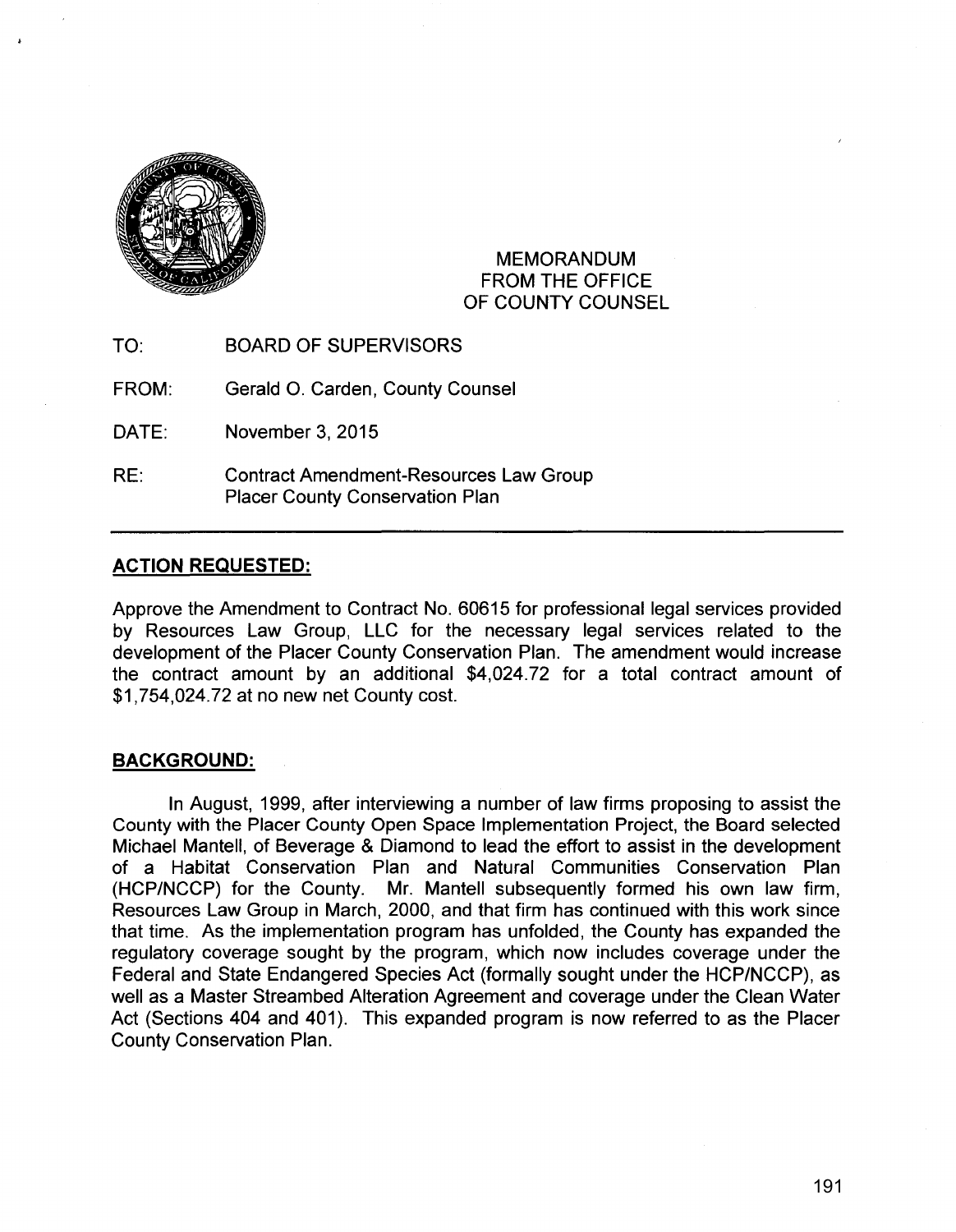MEMORANDUM
FROM THE OFFICE
OF COUNTY COUNSEL

TO: BOARD OF SUPERVISORS

FROM: Gerald O. Carden, County Counsel

DATE: November 3, 2015

RE: Contract Amendment-Resources Law Group
Placer County Conservation Plan

---

## ACTION REQUESTED:

Approve the Amendment to Contract No. 60615 for professional legal services provided by Resources Law Group, LLC for the necessary legal services related to the development of the Placer County Conservation Plan. The amendment would increase the contract amount by an additional $4,024.72 for a total contract amount of $1,754,024.72 at no new net County cost.

## BACKGROUND:

In August, 1999, after interviewing a number of law firms proposing to assist the County with the Placer County Open Space Implementation Project, the Board selected Michael Mantell, of Beverage & Diamond to lead the effort to assist in the development of a Habitat Conservation Plan and Natural Communities Conservation Plan (HCP/NCCP) for the County. Mr. Mantell subsequently formed his own law firm, Resources Law Group in March, 2000, and that firm has continued with this work since that time. As the implementation program has unfolded, the County has expanded the regulatory coverage sought by the program, which now includes coverage under the Federal and State Endangered Species Act (formally sought under the HCP/NCCP), as well as a Master Streambed Alteration Agreement and coverage under the Clean Water Act (Sections 404 and 401). This expanded program is now referred to as the Placer County Conservation Plan.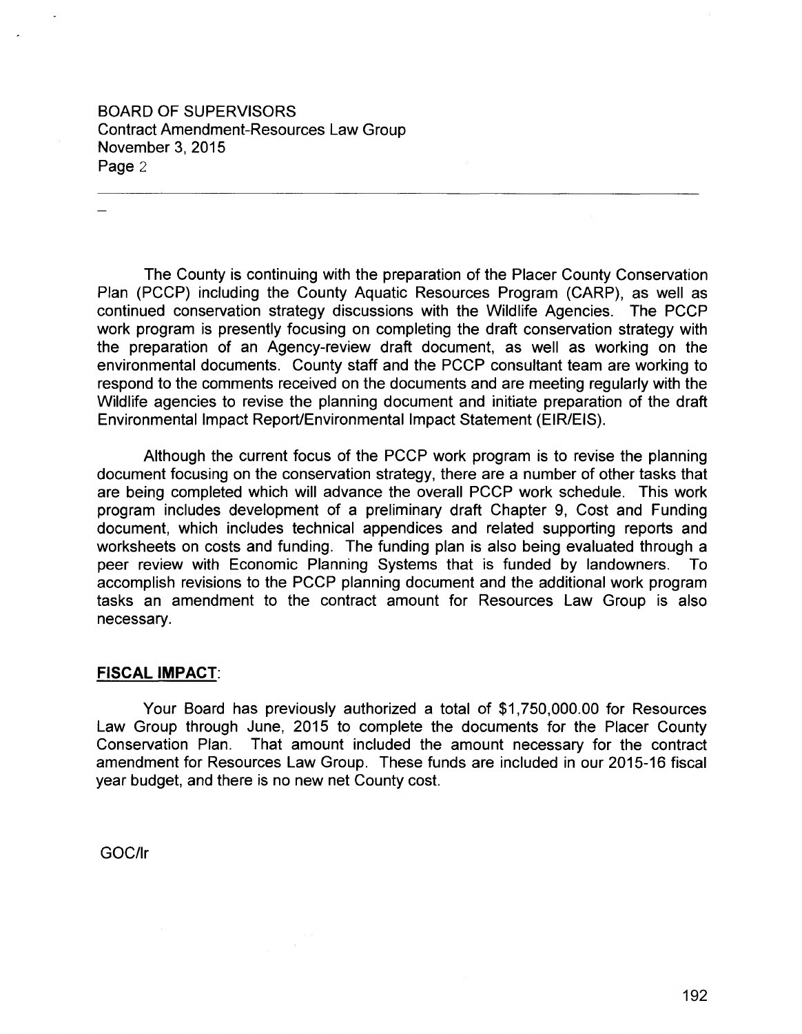The County is continuing with the preparation of the Placer County Conservation Plan (PCCP) including the County Aquatic Resources Program (CARP), as well as continued conservation strategy discussions with the Wildlife Agencies. The PCCP work program is presently focusing on completing the draft conservation strategy with the preparation of an Agency-review draft document, as well as working on the environmental documents. County staff and the PCCP consultant team are working to respond to the comments received on the documents and are meeting regularly with the Wildlife agencies to revise the planning document and initiate preparation of the draft Environmental Impact Report/Environmental Impact Statement (EIR/EIS).

Although the current focus of the PCCP work program is to revise the planning document focusing on the conservation strategy, there are a number of other tasks that are being completed which will advance the overall PCCP work schedule. This work program includes development of a preliminary draft Chapter 9, Cost and Funding document, which includes technical appendices and related supporting reports and worksheets on costs and funding. The funding plan is also being evaluated through a peer review with Economic Planning Systems that is funded by landowners. To accomplish revisions to the PCCP planning document and the additional work program tasks an amendment to the contract amount for Resources Law Group is also necessary.

**FISCAL IMPACT**:

Your Board has previously authorized a total of $1,750,000.00 for Resources Law Group through June, 2015 to complete the documents for the Placer County Conservation Plan. That amount included the amount necessary for the contract amendment for Resources Law Group. These funds are included in our 2015-16 fiscal year budget, and there is no new net County cost.

GOC/lr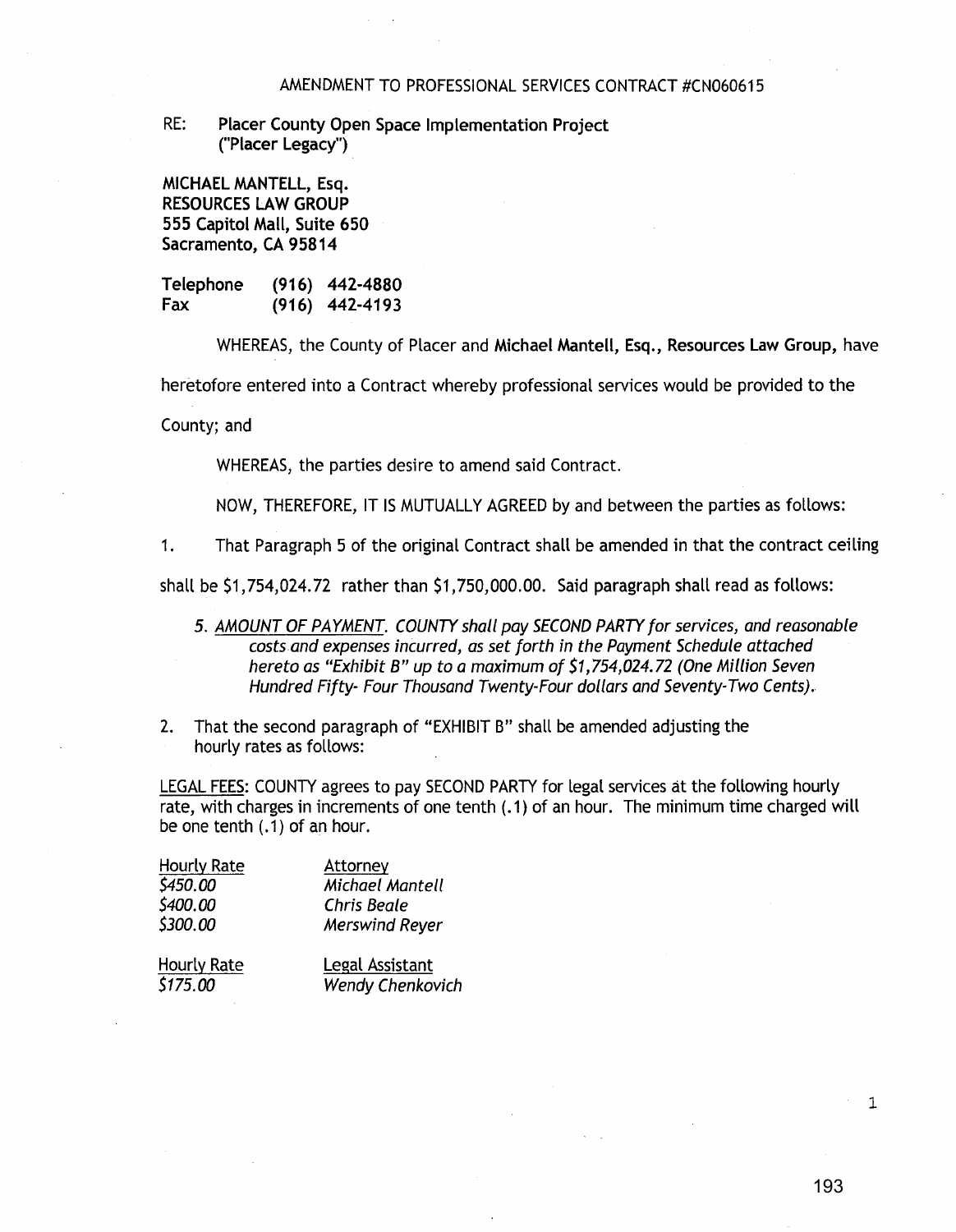AMENDMENT TO PROFESSIONAL SERVICES CONTRACT #CN060615

RE: **Placer County Open Space Implementation Project ("Placer Legacy")**

**MICHAEL MANTELL, Esq.**
**RESOURCES LAW GROUP**
**555 Capitol Mall, Suite 650**
**Sacramento, CA 95814**

**Telephone (916) 442-4880**
**Fax (916) 442-4193**

WHEREAS, the County of Placer and **Michael Mantell, Esq., Resources Law Group,** have heretofore entered into a Contract whereby professional services would be provided to the County; and

WHEREAS, the parties desire to amend said Contract.

NOW, THEREFORE, IT IS MUTUALLY AGREED by and between the parties as follows:

1. That Paragraph 5 of the original Contract shall be amended in that the contract ceiling shall be $1,754,024.72 rather than $1,750,000.00. Said paragraph shall read as follows:

   *5. <u>AMOUNT OF PAYMENT</u>. COUNTY shall pay SECOND PARTY for services, and reasonable costs and expenses incurred, as set forth in the Payment Schedule attached hereto as "Exhibit B" up to a maximum of $1,754,024.72 (One Million Seven Hundred Fifty- Four Thousand Twenty-Four dollars and Seventy-Two Cents).*

2. That the second paragraph of "EXHIBIT B" shall be amended adjusting the hourly rates as follows:

<u>LEGAL FEES</u>: COUNTY agrees to pay SECOND PARTY for legal services at the following hourly rate, with charges in increments of one tenth (.1) of an hour. The minimum time charged will be one tenth (.1) of an hour.

| Hourly Rate | Attorney |
|---|---|
| *$450.00* | *Michael Mantell* |
| *$400.00* | *Chris Beale* |
| *$300.00* | *Merswind Reyer* |

| Hourly Rate | Legal Assistant |
|---|---|
| *$175.00* | *Wendy Chenkovich* |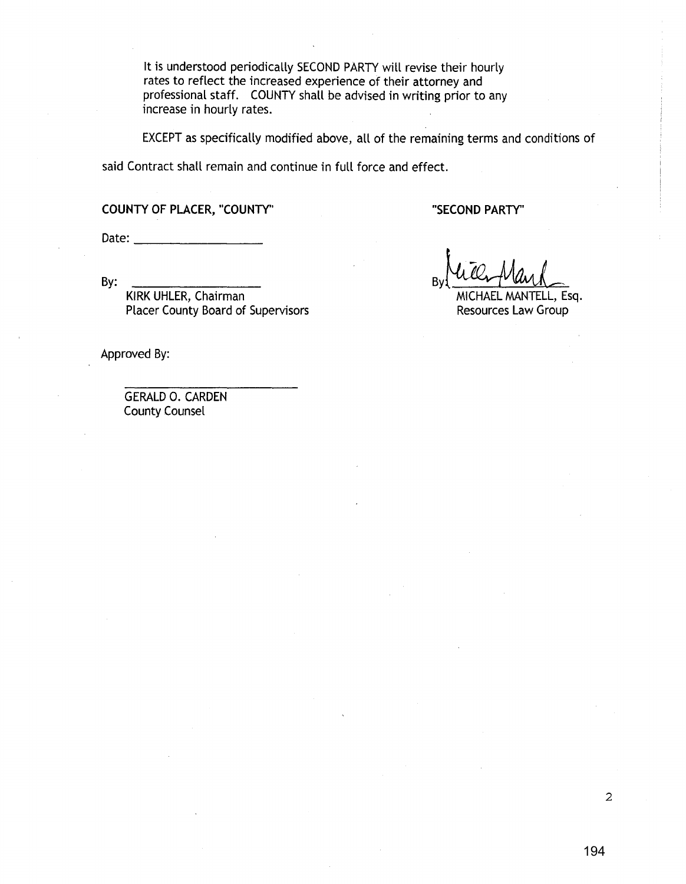It is understood periodically SECOND PARTY will revise their hourly rates to reflect the increased experience of their attorney and professional staff. COUNTY shall be advised in writing prior to any increase in hourly rates.

EXCEPT as specifically modified above, all of the remaining terms and conditions of said Contract shall remain and continue in full force and effect.

**COUNTY OF PLACER, "COUNTY"**

Date: ____________________

By: ____________________
KIRK UHLER, Chairman
Placer County Board of Supervisors

**"SECOND PARTY"**

By: ____________________
MICHAEL MANTELL, Esq.
Resources Law Group

Approved By:

____________________
GERALD O. CARDEN
County Counsel